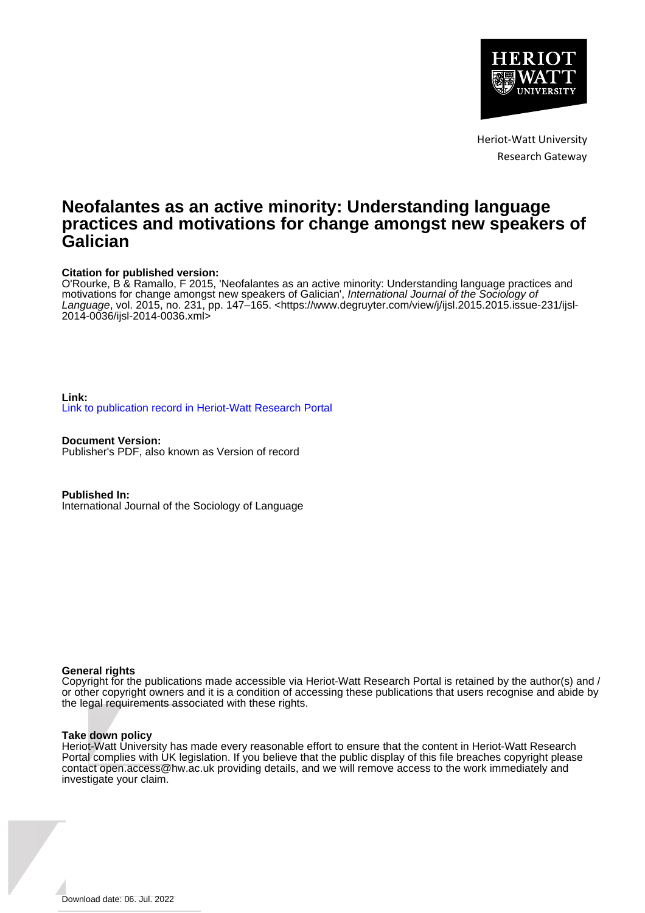Heriot-Watt University
Research Gateway

# Neofalantes as an active minority: Understanding language practices and motivations for change amongst new speakers of Galician

**Citation for published version:**
O'Rourke, B & Ramallo, F 2015, 'Neofalantes as an active minority: Understanding language practices and motivations for change amongst new speakers of Galician', *International Journal of the Sociology of Language*, vol. 2015, no. 231, pp. 147–165. <https://www.degruyter.com/view/j/ijsl.2015.2015.issue-231/ijsl-2014-0036/ijsl-2014-0036.xml>

**Link:**
Link to publication record in Heriot-Watt Research Portal

**Document Version:**
Publisher's PDF, also known as Version of record

**Published In:**
International Journal of the Sociology of Language

**General rights**
Copyright for the publications made accessible via Heriot-Watt Research Portal is retained by the author(s) and / or other copyright owners and it is a condition of accessing these publications that users recognise and abide by the legal requirements associated with these rights.

**Take down policy**
Heriot-Watt University has made every reasonable effort to ensure that the content in Heriot-Watt Research Portal complies with UK legislation. If you believe that the public display of this file breaches copyright please contact open.access@hw.ac.uk providing details, and we will remove access to the work immediately and investigate your claim.

Download date: 06. Jul. 2022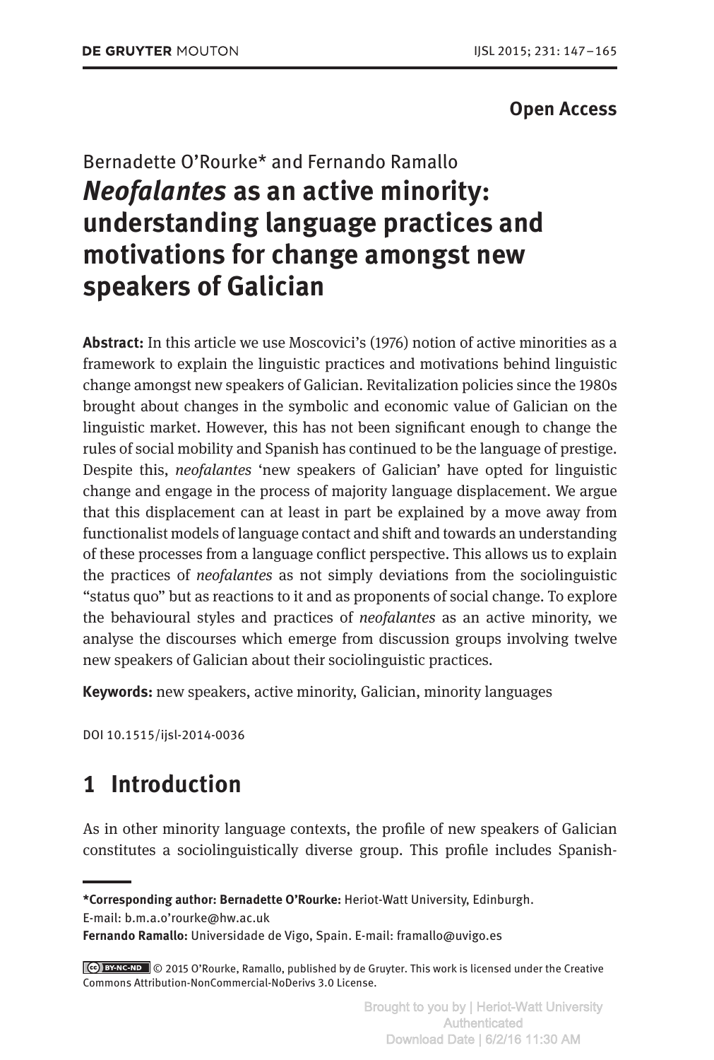**Open Access**

Bernadette O'Rourke* and Fernando Ramallo

# *Neofalantes* as an active minority: understanding language practices and motivations for change amongst new speakers of Galician

**Abstract:** In this article we use Moscovici's (1976) notion of active minorities as a framework to explain the linguistic practices and motivations behind linguistic change amongst new speakers of Galician. Revitalization policies since the 1980s brought about changes in the symbolic and economic value of Galician on the linguistic market. However, this has not been significant enough to change the rules of social mobility and Spanish has continued to be the language of prestige. Despite this, *neofalantes* 'new speakers of Galician' have opted for linguistic change and engage in the process of majority language displacement. We argue that this displacement can at least in part be explained by a move away from functionalist models of language contact and shift and towards an understanding of these processes from a language conflict perspective. This allows us to explain the practices of *neofalantes* as not simply deviations from the sociolinguistic "status quo" but as reactions to it and as proponents of social change. To explore the behavioural styles and practices of *neofalantes* as an active minority, we analyse the discourses which emerge from discussion groups involving twelve new speakers of Galician about their sociolinguistic practices.

**Keywords:** new speakers, active minority, Galician, minority languages

DOI 10.1515/ijsl-2014-0036

## 1 Introduction

As in other minority language contexts, the profile of new speakers of Galician constitutes a sociolinguistically diverse group. This profile includes Spanish-

---

***Corresponding author: Bernadette O'Rourke:** Heriot-Watt University, Edinburgh. E-mail: b.m.a.o'rourke@hw.ac.uk

**Fernando Ramallo:** Universidade de Vigo, Spain. E-mail: framallo@uvigo.es

© 2015 O'Rourke, Ramallo, published by de Gruyter. This work is licensed under the Creative Commons Attribution-NonCommercial-NoDerivs 3.0 License.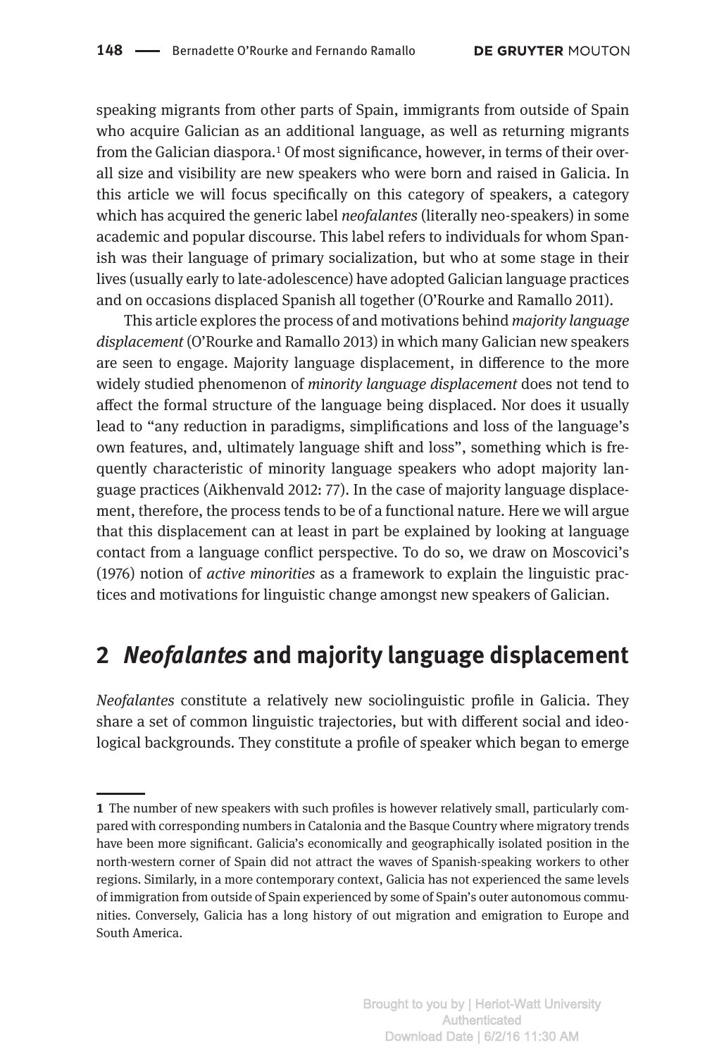speaking migrants from other parts of Spain, immigrants from outside of Spain who acquire Galician as an additional language, as well as returning migrants from the Galician diaspora.[1] Of most significance, however, in terms of their overall size and visibility are new speakers who were born and raised in Galicia. In this article we will focus specifically on this category of speakers, a category which has acquired the generic label *neofalantes* (literally neo-speakers) in some academic and popular discourse. This label refers to individuals for whom Spanish was their language of primary socialization, but who at some stage in their lives (usually early to late-adolescence) have adopted Galician language practices and on occasions displaced Spanish all together (O'Rourke and Ramallo 2011).

This article explores the process of and motivations behind *majority language displacement* (O'Rourke and Ramallo 2013) in which many Galician new speakers are seen to engage. Majority language displacement, in difference to the more widely studied phenomenon of *minority language displacement* does not tend to affect the formal structure of the language being displaced. Nor does it usually lead to "any reduction in paradigms, simplifications and loss of the language's own features, and, ultimately language shift and loss", something which is frequently characteristic of minority language speakers who adopt majority language practices (Aikhenvald 2012: 77). In the case of majority language displacement, therefore, the process tends to be of a functional nature. Here we will argue that this displacement can at least in part be explained by looking at language contact from a language conflict perspective. To do so, we draw on Moscovici's (1976) notion of *active minorities* as a framework to explain the linguistic practices and motivations for linguistic change amongst new speakers of Galician.

## 2 *Neofalantes* and majority language displacement

*Neofalantes* constitute a relatively new sociolinguistic profile in Galicia. They share a set of common linguistic trajectories, but with different social and ideological backgrounds. They constitute a profile of speaker which began to emerge

---

[1] The number of new speakers with such profiles is however relatively small, particularly compared with corresponding numbers in Catalonia and the Basque Country where migratory trends have been more significant. Galicia's economically and geographically isolated position in the north-western corner of Spain did not attract the waves of Spanish-speaking workers to other regions. Similarly, in a more contemporary context, Galicia has not experienced the same levels of immigration from outside of Spain experienced by some of Spain's outer autonomous communities. Conversely, Galicia has a long history of out migration and emigration to Europe and South America.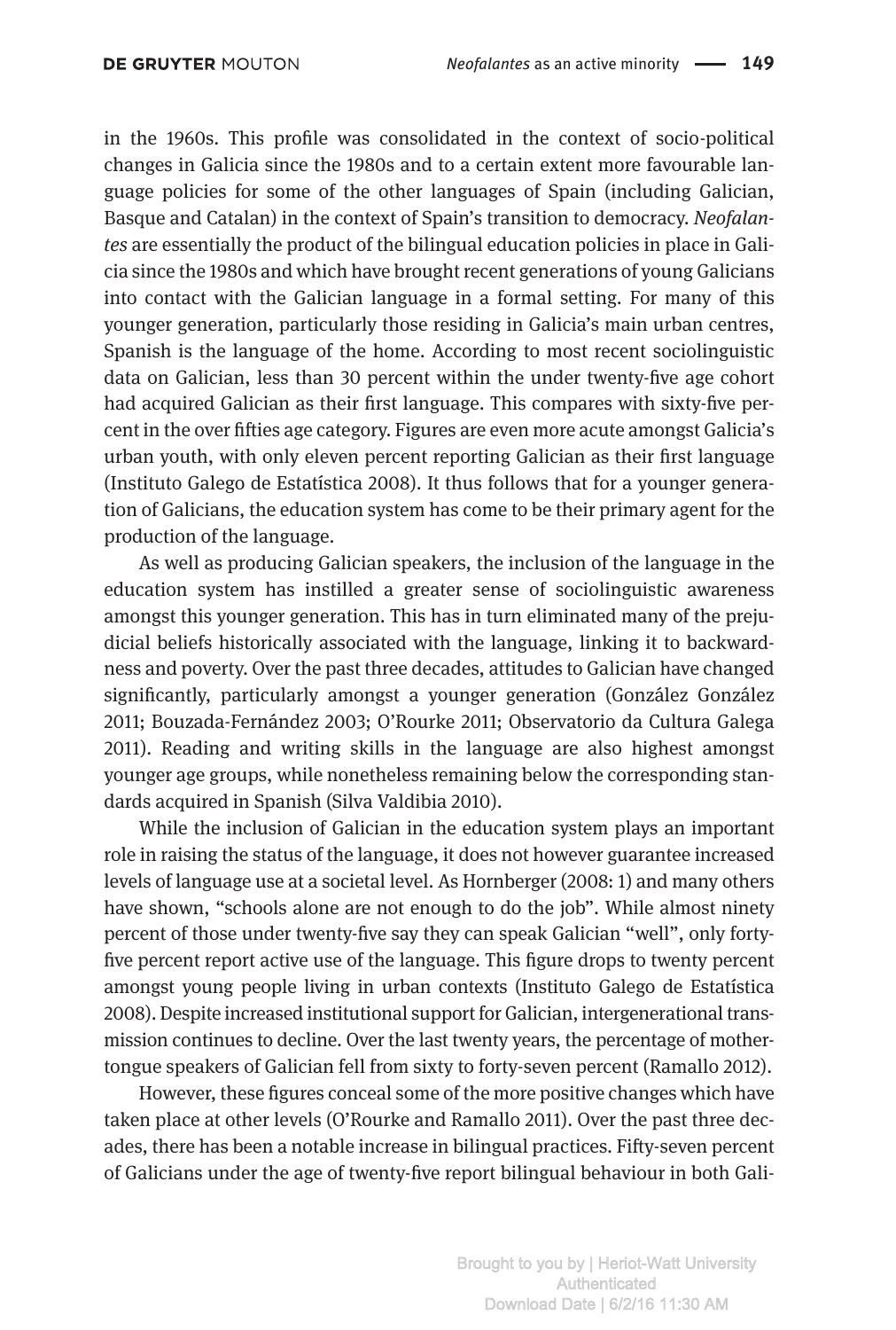in the 1960s. This profile was consolidated in the context of socio-political changes in Galicia since the 1980s and to a certain extent more favourable language policies for some of the other languages of Spain (including Galician, Basque and Catalan) in the context of Spain's transition to democracy. *Neofalantes* are essentially the product of the bilingual education policies in place in Galicia since the 1980s and which have brought recent generations of young Galicians into contact with the Galician language in a formal setting. For many of this younger generation, particularly those residing in Galicia's main urban centres, Spanish is the language of the home. According to most recent sociolinguistic data on Galician, less than 30 percent within the under twenty-five age cohort had acquired Galician as their first language. This compares with sixty-five percent in the over fifties age category. Figures are even more acute amongst Galicia's urban youth, with only eleven percent reporting Galician as their first language (Instituto Galego de Estatística 2008). It thus follows that for a younger generation of Galicians, the education system has come to be their primary agent for the production of the language.

As well as producing Galician speakers, the inclusion of the language in the education system has instilled a greater sense of sociolinguistic awareness amongst this younger generation. This has in turn eliminated many of the prejudicial beliefs historically associated with the language, linking it to backwardness and poverty. Over the past three decades, attitudes to Galician have changed significantly, particularly amongst a younger generation (González González 2011; Bouzada-Fernández 2003; O'Rourke 2011; Observatorio da Cultura Galega 2011). Reading and writing skills in the language are also highest amongst younger age groups, while nonetheless remaining below the corresponding standards acquired in Spanish (Silva Valdibia 2010).

While the inclusion of Galician in the education system plays an important role in raising the status of the language, it does not however guarantee increased levels of language use at a societal level. As Hornberger (2008: 1) and many others have shown, "schools alone are not enough to do the job". While almost ninety percent of those under twenty-five say they can speak Galician "well", only forty-five percent report active use of the language. This figure drops to twenty percent amongst young people living in urban contexts (Instituto Galego de Estatística 2008). Despite increased institutional support for Galician, intergenerational transmission continues to decline. Over the last twenty years, the percentage of mother-tongue speakers of Galician fell from sixty to forty-seven percent (Ramallo 2012).

However, these figures conceal some of the more positive changes which have taken place at other levels (O'Rourke and Ramallo 2011). Over the past three decades, there has been a notable increase in bilingual practices. Fifty-seven percent of Galicians under the age of twenty-five report bilingual behaviour in both Gali-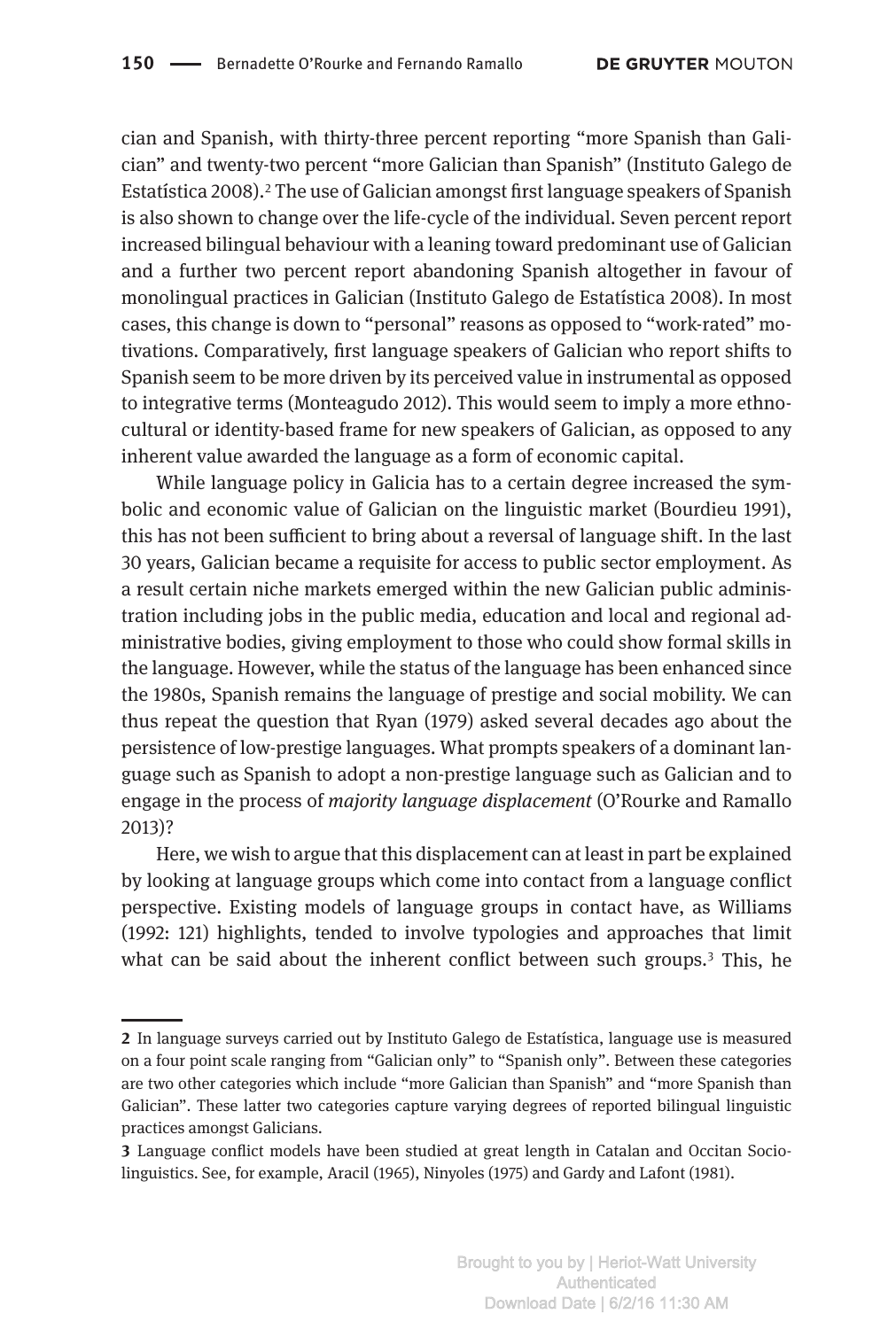cian and Spanish, with thirty-three percent reporting "more Spanish than Galician" and twenty-two percent "more Galician than Spanish" (Instituto Galego de Estatística 2008).[2] The use of Galician amongst first language speakers of Spanish is also shown to change over the life-cycle of the individual. Seven percent report increased bilingual behaviour with a leaning toward predominant use of Galician and a further two percent report abandoning Spanish altogether in favour of monolingual practices in Galician (Instituto Galego de Estatística 2008). In most cases, this change is down to "personal" reasons as opposed to "work-rated" motivations. Comparatively, first language speakers of Galician who report shifts to Spanish seem to be more driven by its perceived value in instrumental as opposed to integrative terms (Monteagudo 2012). This would seem to imply a more ethnocultural or identity-based frame for new speakers of Galician, as opposed to any inherent value awarded the language as a form of economic capital.

While language policy in Galicia has to a certain degree increased the symbolic and economic value of Galician on the linguistic market (Bourdieu 1991), this has not been sufficient to bring about a reversal of language shift. In the last 30 years, Galician became a requisite for access to public sector employment. As a result certain niche markets emerged within the new Galician public administration including jobs in the public media, education and local and regional administrative bodies, giving employment to those who could show formal skills in the language. However, while the status of the language has been enhanced since the 1980s, Spanish remains the language of prestige and social mobility. We can thus repeat the question that Ryan (1979) asked several decades ago about the persistence of low-prestige languages. What prompts speakers of a dominant language such as Spanish to adopt a non-prestige language such as Galician and to engage in the process of *majority language displacement* (O'Rourke and Ramallo 2013)?

Here, we wish to argue that this displacement can at least in part be explained by looking at language groups which come into contact from a language conflict perspective. Existing models of language groups in contact have, as Williams (1992: 121) highlights, tended to involve typologies and approaches that limit what can be said about the inherent conflict between such groups.[3] This, he

---

**2** In language surveys carried out by Instituto Galego de Estatística, language use is measured on a four point scale ranging from "Galician only" to "Spanish only". Between these categories are two other categories which include "more Galician than Spanish" and "more Spanish than Galician". These latter two categories capture varying degrees of reported bilingual linguistic practices amongst Galicians.

**3** Language conflict models have been studied at great length in Catalan and Occitan Sociolinguistics. See, for example, Aracil (1965), Ninyoles (1975) and Gardy and Lafont (1981).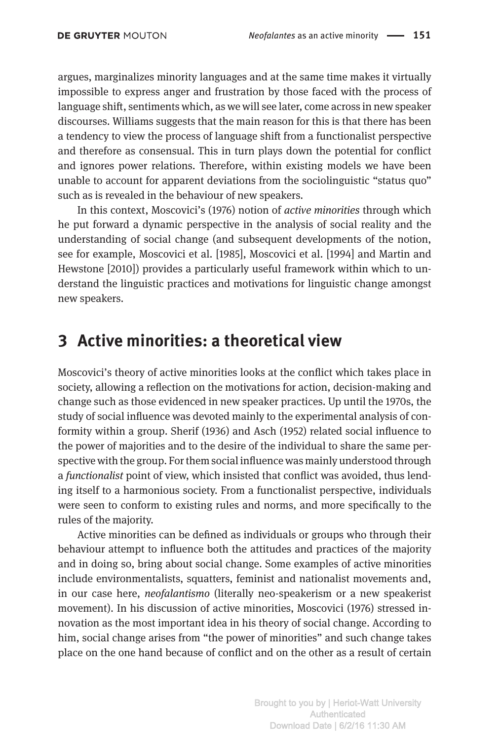argues, marginalizes minority languages and at the same time makes it virtually impossible to express anger and frustration by those faced with the process of language shift, sentiments which, as we will see later, come across in new speaker discourses. Williams suggests that the main reason for this is that there has been a tendency to view the process of language shift from a functionalist perspective and therefore as consensual. This in turn plays down the potential for conflict and ignores power relations. Therefore, within existing models we have been unable to account for apparent deviations from the sociolinguistic "status quo" such as is revealed in the behaviour of new speakers.

In this context, Moscovici's (1976) notion of *active minorities* through which he put forward a dynamic perspective in the analysis of social reality and the understanding of social change (and subsequent developments of the notion, see for example, Moscovici et al. [1985], Moscovici et al. [1994] and Martin and Hewstone [2010]) provides a particularly useful framework within which to understand the linguistic practices and motivations for linguistic change amongst new speakers.

## 3 Active minorities: a theoretical view

Moscovici's theory of active minorities looks at the conflict which takes place in society, allowing a reflection on the motivations for action, decision-making and change such as those evidenced in new speaker practices. Up until the 1970s, the study of social influence was devoted mainly to the experimental analysis of conformity within a group. Sherif (1936) and Asch (1952) related social influence to the power of majorities and to the desire of the individual to share the same perspective with the group. For them social influence was mainly understood through a *functionalist* point of view, which insisted that conflict was avoided, thus lending itself to a harmonious society. From a functionalist perspective, individuals were seen to conform to existing rules and norms, and more specifically to the rules of the majority.

Active minorities can be defined as individuals or groups who through their behaviour attempt to influence both the attitudes and practices of the majority and in doing so, bring about social change. Some examples of active minorities include environmentalists, squatters, feminist and nationalist movements and, in our case here, *neofalantismo* (literally neo-speakerism or a new speakerist movement). In his discussion of active minorities, Moscovici (1976) stressed innovation as the most important idea in his theory of social change. According to him, social change arises from "the power of minorities" and such change takes place on the one hand because of conflict and on the other as a result of certain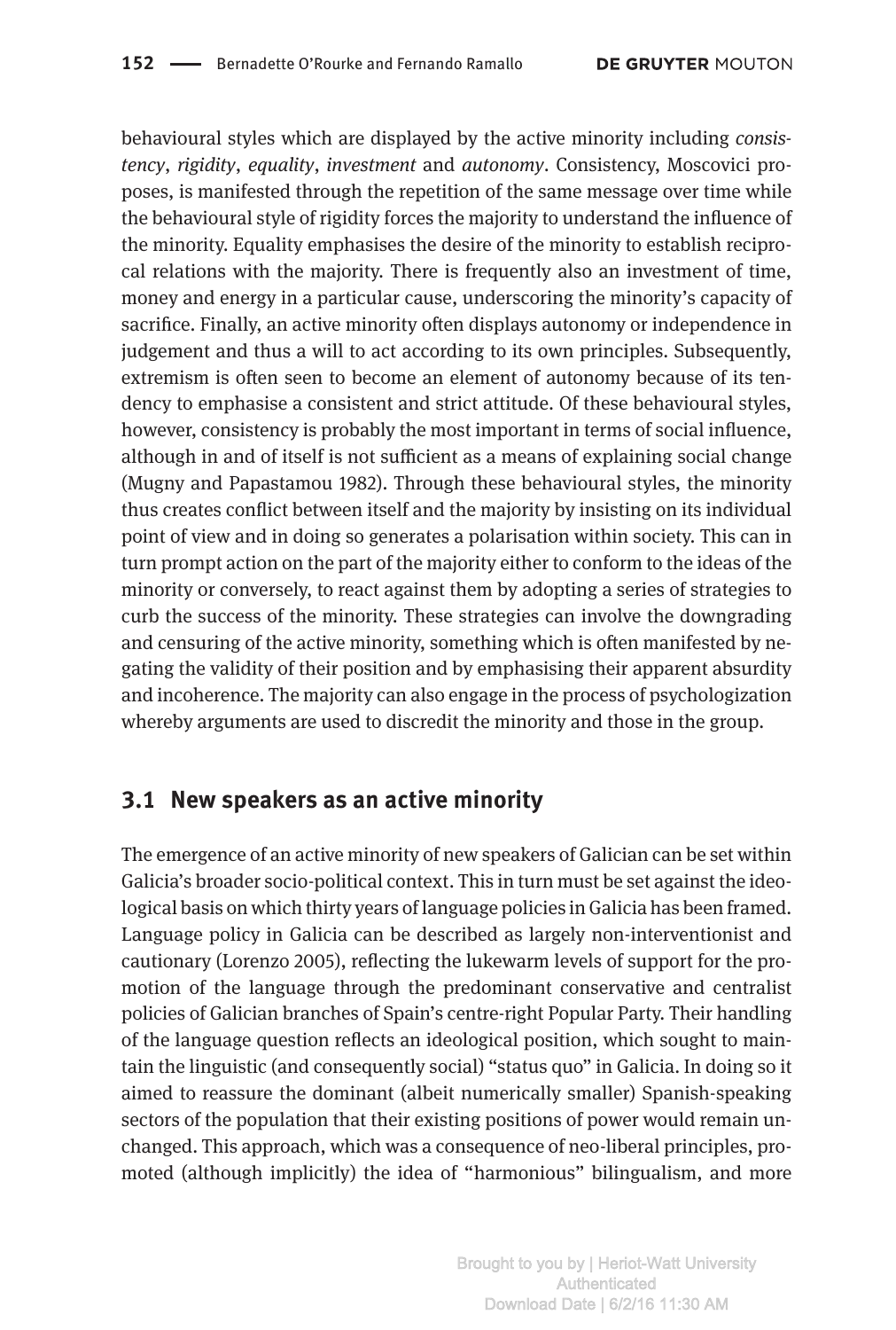behavioural styles which are displayed by the active minority including *consistency*, *rigidity*, *equality*, *investment* and *autonomy*. Consistency, Moscovici proposes, is manifested through the repetition of the same message over time while the behavioural style of rigidity forces the majority to understand the influence of the minority. Equality emphasises the desire of the minority to establish reciprocal relations with the majority. There is frequently also an investment of time, money and energy in a particular cause, underscoring the minority's capacity of sacrifice. Finally, an active minority often displays autonomy or independence in judgement and thus a will to act according to its own principles. Subsequently, extremism is often seen to become an element of autonomy because of its tendency to emphasise a consistent and strict attitude. Of these behavioural styles, however, consistency is probably the most important in terms of social influence, although in and of itself is not sufficient as a means of explaining social change (Mugny and Papastamou 1982). Through these behavioural styles, the minority thus creates conflict between itself and the majority by insisting on its individual point of view and in doing so generates a polarisation within society. This can in turn prompt action on the part of the majority either to conform to the ideas of the minority or conversely, to react against them by adopting a series of strategies to curb the success of the minority. These strategies can involve the downgrading and censuring of the active minority, something which is often manifested by negating the validity of their position and by emphasising their apparent absurdity and incoherence. The majority can also engage in the process of psychologization whereby arguments are used to discredit the minority and those in the group.

## 3.1 New speakers as an active minority

The emergence of an active minority of new speakers of Galician can be set within Galicia's broader socio-political context. This in turn must be set against the ideological basis on which thirty years of language policies in Galicia has been framed. Language policy in Galicia can be described as largely non-interventionist and cautionary (Lorenzo 2005), reflecting the lukewarm levels of support for the promotion of the language through the predominant conservative and centralist policies of Galician branches of Spain's centre-right Popular Party. Their handling of the language question reflects an ideological position, which sought to maintain the linguistic (and consequently social) "status quo" in Galicia. In doing so it aimed to reassure the dominant (albeit numerically smaller) Spanish-speaking sectors of the population that their existing positions of power would remain unchanged. This approach, which was a consequence of neo-liberal principles, promoted (although implicitly) the idea of "harmonious" bilingualism, and more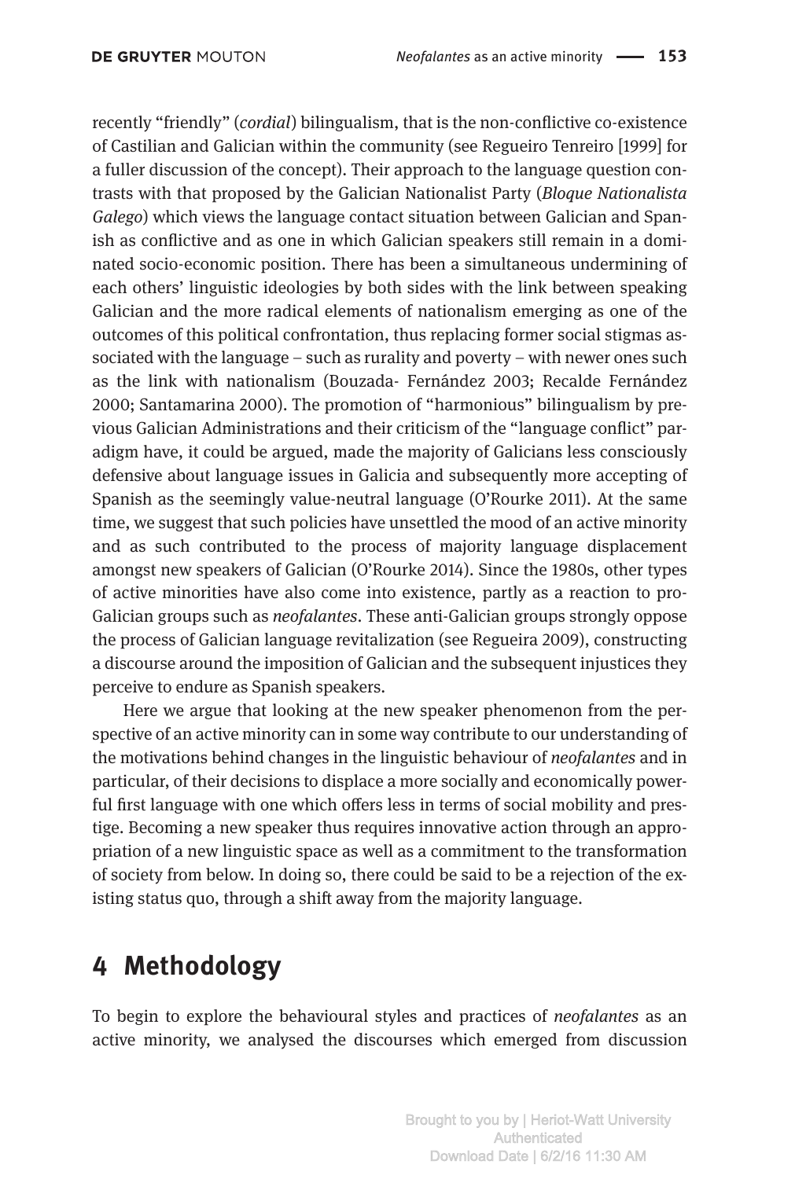recently "friendly" (*cordial*) bilingualism, that is the non-conflictive co-existence of Castilian and Galician within the community (see Regueiro Tenreiro [1999] for a fuller discussion of the concept). Their approach to the language question contrasts with that proposed by the Galician Nationalist Party (*Bloque Nationalista Galego*) which views the language contact situation between Galician and Spanish as conflictive and as one in which Galician speakers still remain in a dominated socio-economic position. There has been a simultaneous undermining of each others' linguistic ideologies by both sides with the link between speaking Galician and the more radical elements of nationalism emerging as one of the outcomes of this political confrontation, thus replacing former social stigmas associated with the language – such as rurality and poverty – with newer ones such as the link with nationalism (Bouzada- Fernández 2003; Recalde Fernández 2000; Santamarina 2000). The promotion of "harmonious" bilingualism by previous Galician Administrations and their criticism of the "language conflict" paradigm have, it could be argued, made the majority of Galicians less consciously defensive about language issues in Galicia and subsequently more accepting of Spanish as the seemingly value-neutral language (O'Rourke 2011). At the same time, we suggest that such policies have unsettled the mood of an active minority and as such contributed to the process of majority language displacement amongst new speakers of Galician (O'Rourke 2014). Since the 1980s, other types of active minorities have also come into existence, partly as a reaction to pro-Galician groups such as *neofalantes*. These anti-Galician groups strongly oppose the process of Galician language revitalization (see Regueira 2009), constructing a discourse around the imposition of Galician and the subsequent injustices they perceive to endure as Spanish speakers.

Here we argue that looking at the new speaker phenomenon from the perspective of an active minority can in some way contribute to our understanding of the motivations behind changes in the linguistic behaviour of *neofalantes* and in particular, of their decisions to displace a more socially and economically powerful first language with one which offers less in terms of social mobility and prestige. Becoming a new speaker thus requires innovative action through an appropriation of a new linguistic space as well as a commitment to the transformation of society from below. In doing so, there could be said to be a rejection of the existing status quo, through a shift away from the majority language.

## 4 Methodology

To begin to explore the behavioural styles and practices of *neofalantes* as an active minority, we analysed the discourses which emerged from discussion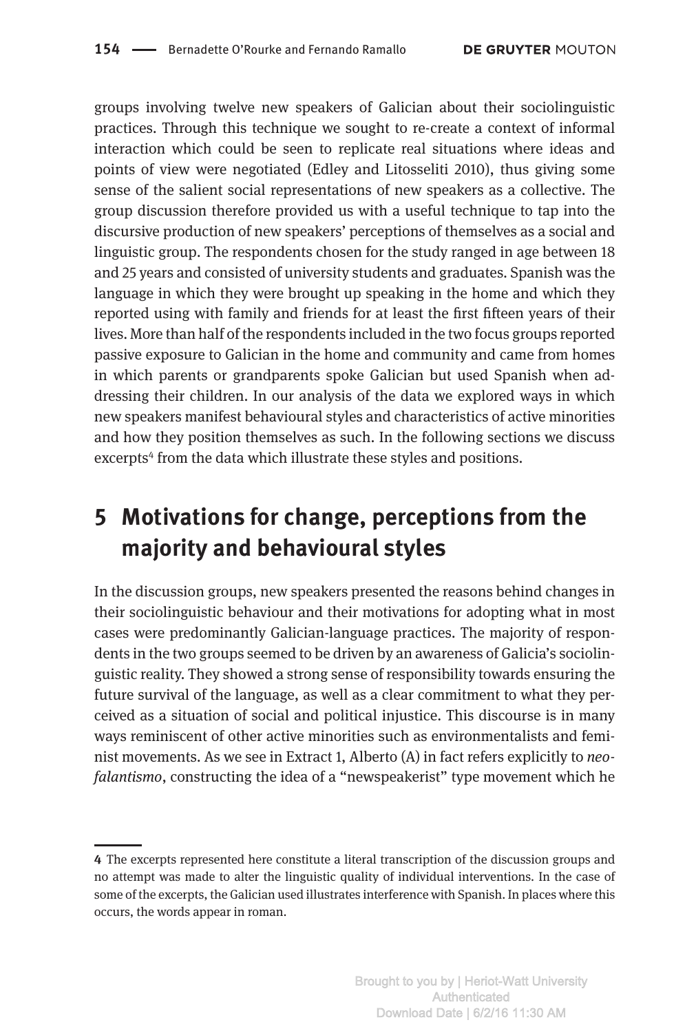groups involving twelve new speakers of Galician about their sociolinguistic practices. Through this technique we sought to re-create a context of informal interaction which could be seen to replicate real situations where ideas and points of view were negotiated (Edley and Litosseliti 2010), thus giving some sense of the salient social representations of new speakers as a collective. The group discussion therefore provided us with a useful technique to tap into the discursive production of new speakers' perceptions of themselves as a social and linguistic group. The respondents chosen for the study ranged in age between 18 and 25 years and consisted of university students and graduates. Spanish was the language in which they were brought up speaking in the home and which they reported using with family and friends for at least the first fifteen years of their lives. More than half of the respondents included in the two focus groups reported passive exposure to Galician in the home and community and came from homes in which parents or grandparents spoke Galician but used Spanish when addressing their children. In our analysis of the data we explored ways in which new speakers manifest behavioural styles and characteristics of active minorities and how they position themselves as such. In the following sections we discuss excerpts[4] from the data which illustrate these styles and positions.

# 5 Motivations for change, perceptions from the majority and behavioural styles

In the discussion groups, new speakers presented the reasons behind changes in their sociolinguistic behaviour and their motivations for adopting what in most cases were predominantly Galician-language practices. The majority of respondents in the two groups seemed to be driven by an awareness of Galicia's sociolinguistic reality. They showed a strong sense of responsibility towards ensuring the future survival of the language, as well as a clear commitment to what they perceived as a situation of social and political injustice. This discourse is in many ways reminiscent of other active minorities such as environmentalists and feminist movements. As we see in Extract 1, Alberto (A) in fact refers explicitly to *neofalantismo*, constructing the idea of a "newspeakerist" type movement which he

---

**4** The excerpts represented here constitute a literal transcription of the discussion groups and no attempt was made to alter the linguistic quality of individual interventions. In the case of some of the excerpts, the Galician used illustrates interference with Spanish. In places where this occurs, the words appear in roman.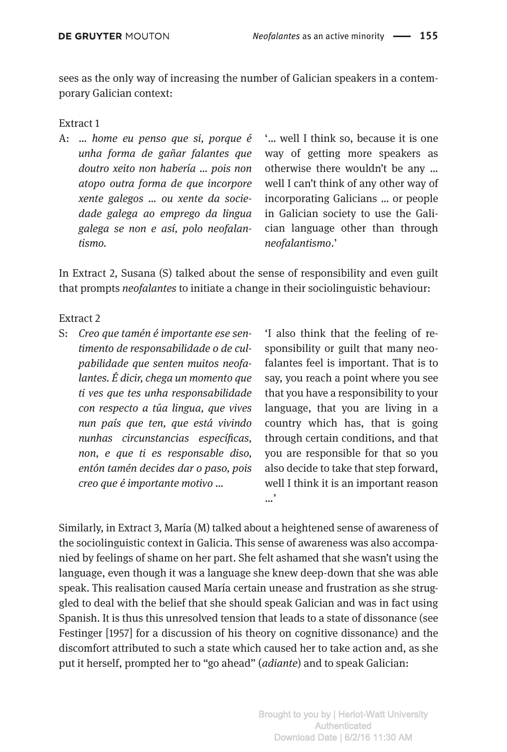sees as the only way of increasing the number of Galician speakers in a contemporary Galician context:

Extract 1

| | |
|---|---|
| A: ... *home eu penso que si, porque é unha forma de gañar falantes que doutro xeito non habería ... pois non atopo outra forma de que incorpore xente galegos ... ou xente da sociedade galega ao emprego da lingua galega se non e así, polo neofalantismo.* | '... well I think so, because it is one way of getting more speakers as otherwise there wouldn't be any ... well I can't think of any other way of incorporating Galicians ... or people in Galician society to use the Galician language other than through *neofalantismo*.' |

In Extract 2, Susana (S) talked about the sense of responsibility and even guilt that prompts *neofalantes* to initiate a change in their sociolinguistic behaviour:

Extract 2

| | |
|---|---|
| S: *Creo que tamén é importante ese sentimento de responsabilidade o de culpabilidade que senten muitos neofalantes. É dicir, chega un momento que ti ves que tes unha responsabilidade con respecto a túa lingua, que vives nun país que ten, que está vivindo nunhas circunstancias específicas, non, e que ti es responsable diso, entón tamén decides dar o paso, pois creo que é importante motivo ...* | 'I also think that the feeling of responsibility or guilt that many neofalantes feel is important. That is to say, you reach a point where you see that you have a responsibility to your language, that you are living in a country which has, that is going through certain conditions, and that you are responsible for that so you also decide to take that step forward, well I think it is an important reason ...' |

Similarly, in Extract 3, María (M) talked about a heightened sense of awareness of the sociolinguistic context in Galicia. This sense of awareness was also accompanied by feelings of shame on her part. She felt ashamed that she wasn't using the language, even though it was a language she knew deep-down that she was able speak. This realisation caused María certain unease and frustration as she struggled to deal with the belief that she should speak Galician and was in fact using Spanish. It is thus this unresolved tension that leads to a state of dissonance (see Festinger [1957] for a discussion of his theory on cognitive dissonance) and the discomfort attributed to such a state which caused her to take action and, as she put it herself, prompted her to "go ahead" (*adiante*) and to speak Galician: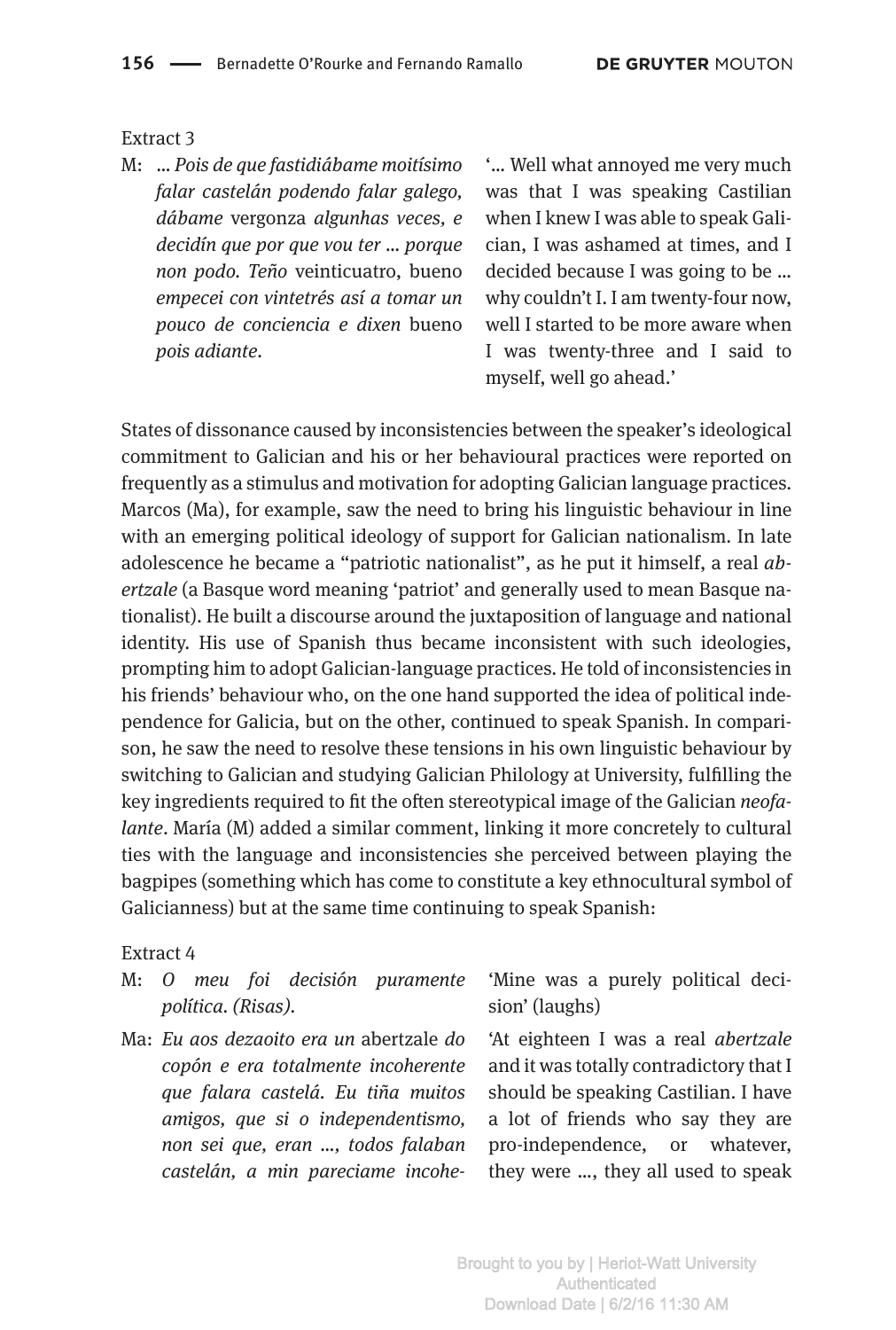Extract 3

| | | |
|---|---|---|
| M: | ... *Pois de que fastidiábame moitísimo falar castelán podendo falar galego, dábame* vergonza *algunhas veces, e decidín que por que vou ter ... porque non podo. Teño* veinticuatro, bueno *empecei con vintetrés así a tomar un pouco de conciencia e dixen* bueno *pois adiante*. | '... Well what annoyed me very much was that I was speaking Castilian when I knew I was able to speak Galician, I was ashamed at times, and I decided because I was going to be ... why couldn't I. I am twenty-four now, well I started to be more aware when I was twenty-three and I said to myself, well go ahead.' |

States of dissonance caused by inconsistencies between the speaker's ideological commitment to Galician and his or her behavioural practices were reported on frequently as a stimulus and motivation for adopting Galician language practices. Marcos (Ma), for example, saw the need to bring his linguistic behaviour in line with an emerging political ideology of support for Galician nationalism. In late adolescence he became a "patriotic nationalist", as he put it himself, a real *abertzale* (a Basque word meaning 'patriot' and generally used to mean Basque nationalist). He built a discourse around the juxtaposition of language and national identity. His use of Spanish thus became inconsistent with such ideologies, prompting him to adopt Galician-language practices. He told of inconsistencies in his friends' behaviour who, on the one hand supported the idea of political independence for Galicia, but on the other, continued to speak Spanish. In comparison, he saw the need to resolve these tensions in his own linguistic behaviour by switching to Galician and studying Galician Philology at University, fulfilling the key ingredients required to fit the often stereotypical image of the Galician *neofalante*. María (M) added a similar comment, linking it more concretely to cultural ties with the language and inconsistencies she perceived between playing the bagpipes (something which has come to constitute a key ethnocultural symbol of Galicianness) but at the same time continuing to speak Spanish:

Extract 4

| | | |
|---|---|---|
| M: | *O meu foi decisión puramente política. (Risas).* | 'Mine was a purely political decision' (laughs) |
| Ma: | *Eu aos dezaoito era un* abertzale *do copón e era totalmente incoherente que falara castelá. Eu tiña muitos amigos, que si o independentismo, non sei que, eran ..., todos falaban castelán, a min pareciame incohe-* | 'At eighteen I was a real *abertzale* and it was totally contradictory that I should be speaking Castilian. I have a lot of friends who say they are pro-independence, or whatever, they were ..., they all used to speak |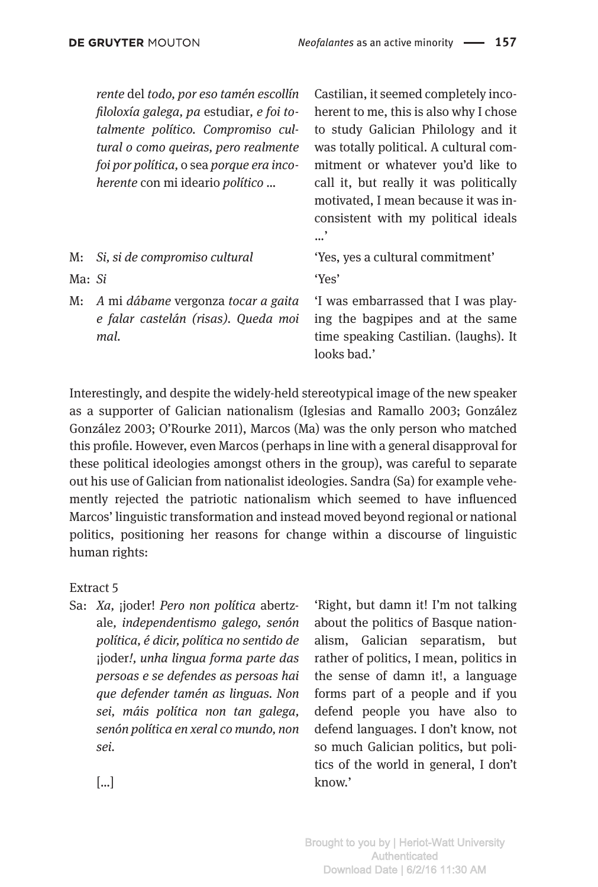| | |
|---|---|
| *rente* del *todo, por eso tamén escollín filoloxía galega, pa* estudiar, *e foi totalmente político. Compromiso cultural o como queiras, pero realmente foi por política,* o sea *porque era incoherente* con mi ideario *político* ... | Castilian, it seemed completely incoherent to me, this is also why I chose to study Galician Philology and it was totally political. A cultural commitment or whatever you'd like to call it, but really it was politically motivated, I mean because it was inconsistent with my political ideals ...' |
| M: *Si, si de compromiso cultural* | 'Yes, yes a cultural commitment' |
| Ma: *Si* | 'Yes' |
| M: *A* mi *dábame* vergonza *tocar a gaita e falar castelán (risas). Queda moi mal.* | 'I was embarrassed that I was playing the bagpipes and at the same time speaking Castilian. (laughs). It looks bad.' |

Interestingly, and despite the widely-held stereotypical image of the new speaker as a supporter of Galician nationalism (Iglesias and Ramallo 2003; González González 2003; O'Rourke 2011), Marcos (Ma) was the only person who matched this profile. However, even Marcos (perhaps in line with a general disapproval for these political ideologies amongst others in the group), was careful to separate out his use of Galician from nationalist ideologies. Sandra (Sa) for example vehemently rejected the patriotic nationalism which seemed to have influenced Marcos' linguistic transformation and instead moved beyond regional or national politics, positioning her reasons for change within a discourse of linguistic human rights:

Extract 5

| | |
|---|---|
| Sa: *Xa,* ¡joder! *Pero non política* abertzale, *independentismo galego, senón política, é dicir, política no sentido de* ¡joder*!, unha lingua forma parte das persoas e se defendes as persoas hai que defender tamén as linguas. Non sei, máis política non tan galega, senón política en xeral co mundo, non sei.* | 'Right, but damn it! I'm not talking about the politics of Basque nationalism, Galician separatism, but rather of politics, I mean, politics in the sense of damn it!, a language forms part of a people and if you defend people you have also to defend languages. I don't know, not so much Galician politics, but politics of the world in general, I don't know.' |
| [...] | |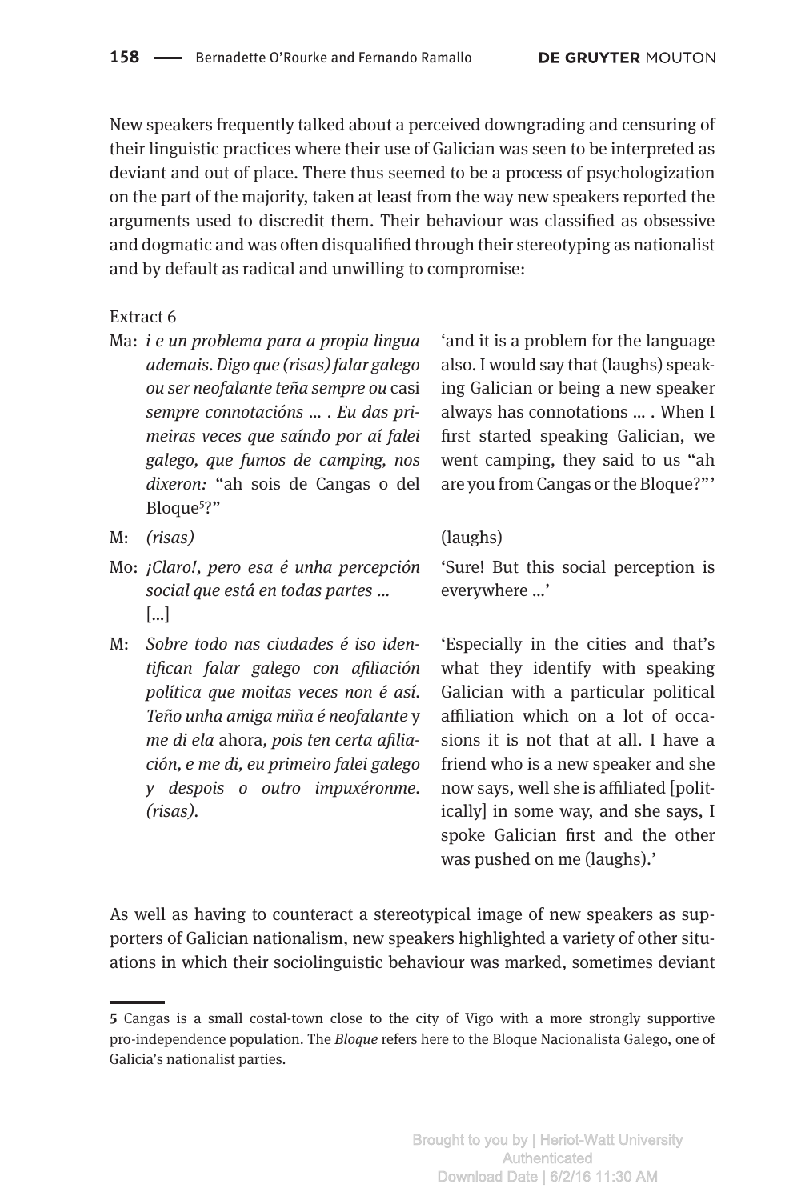New speakers frequently talked about a perceived downgrading and censuring of their linguistic practices where their use of Galician was seen to be interpreted as deviant and out of place. There thus seemed to be a process of psychologization on the part of the majority, taken at least from the way new speakers reported the arguments used to discredit them. Their behaviour was classified as obsessive and dogmatic and was often disqualified through their stereotyping as nationalist and by default as radical and unwilling to compromise:

Extract 6

| | | |
|---|---|---|
| Ma: | *i e un problema para a propia lingua ademais. Digo que (risas) falar galego ou ser neofalante teña sempre ou* casi *sempre connotacións … . Eu das primeiras veces que saíndo por aí falei galego, que fumos de camping, nos dixeron:* "ah sois de Cangas o del Bloque[5]?" | 'and it is a problem for the language also. I would say that (laughs) speaking Galician or being a new speaker always has connotations … . When I first started speaking Galician, we went camping, they said to us "ah are you from Cangas or the Bloque?"' |
| M: | *(risas)* | (laughs) |
| Mo: | *¡Claro!, pero esa é unha percepción social que está en todas partes …* […] | 'Sure! But this social perception is everywhere …' |
| M: | *Sobre todo nas ciudades é iso identifican falar galego con afiliación política que moitas veces non é así. Teño unha amiga miña é neofalante* y *me di ela* ahora*, pois ten certa afiliación, e me di, eu primeiro falei galego y despois o outro impuxéronme. (risas).* | 'Especially in the cities and that's what they identify with speaking Galician with a particular political affiliation which on a lot of occasions it is not that at all. I have a friend who is a new speaker and she now says, well she is affiliated [politically] in some way, and she says, I spoke Galician first and the other was pushed on me (laughs).' |

As well as having to counteract a stereotypical image of new speakers as supporters of Galician nationalism, new speakers highlighted a variety of other situations in which their sociolinguistic behaviour was marked, sometimes deviant

**5** Cangas is a small costal-town close to the city of Vigo with a more strongly supportive pro-independence population. The *Bloque* refers here to the Bloque Nacionalista Galego, one of Galicia's nationalist parties.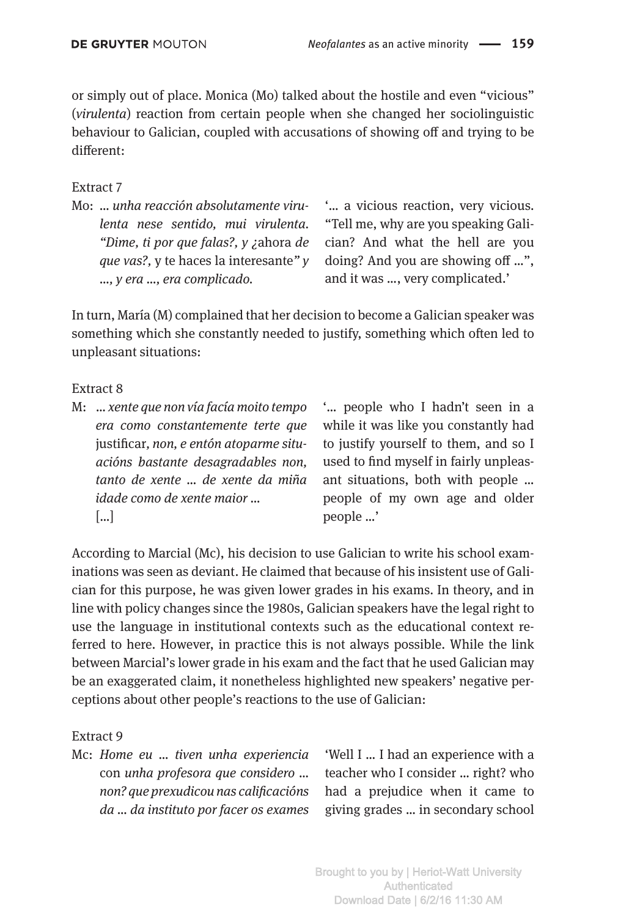or simply out of place. Monica (Mo) talked about the hostile and even "vicious" (*virulenta*) reaction from certain people when she changed her sociolinguistic behaviour to Galician, coupled with accusations of showing off and trying to be different:

Extract 7

| | |
|---|---|
| Mo: ... *unha reacción absolutamente virulenta nese sentido, mui virulenta. "Dime, ti por que falas?, y ¿*ahora *de que vas?,* y te haces la interesante*" y ..., y era ..., era complicado.* | '... a vicious reaction, very vicious. "Tell me, why are you speaking Galician? And what the hell are you doing? And you are showing off ...", and it was ..., very complicated.' |

In turn, María (M) complained that her decision to become a Galician speaker was something which she constantly needed to justify, something which often led to unpleasant situations:

Extract 8

| | |
|---|---|
| M: ... *xente que non vía facía moito tempo era como constantemente terte que* justificar, *non, e entón atoparme situacións bastante desagradables non, tanto de xente ... de xente da miña idade como de xente maior ...* [...] | '... people who I hadn't seen in a while it was like you constantly had to justify yourself to them, and so I used to find myself in fairly unpleasant situations, both with people ... people of my own age and older people ...' |

According to Marcial (Mc), his decision to use Galician to write his school examinations was seen as deviant. He claimed that because of his insistent use of Galician for this purpose, he was given lower grades in his exams. In theory, and in line with policy changes since the 1980s, Galician speakers have the legal right to use the language in institutional contexts such as the educational context referred to here. However, in practice this is not always possible. While the link between Marcial's lower grade in his exam and the fact that he used Galician may be an exaggerated claim, it nonetheless highlighted new speakers' negative perceptions about other people's reactions to the use of Galician:

Extract 9

| | |
|---|---|
| Mc: *Home eu ... tiven unha experiencia* con *unha profesora que considero ... non? que prexudicou nas calificacións da ... da instituto por facer os exames* | 'Well I ... I had an experience with a teacher who I consider ... right? who had a prejudice when it came to giving grades ... in secondary school |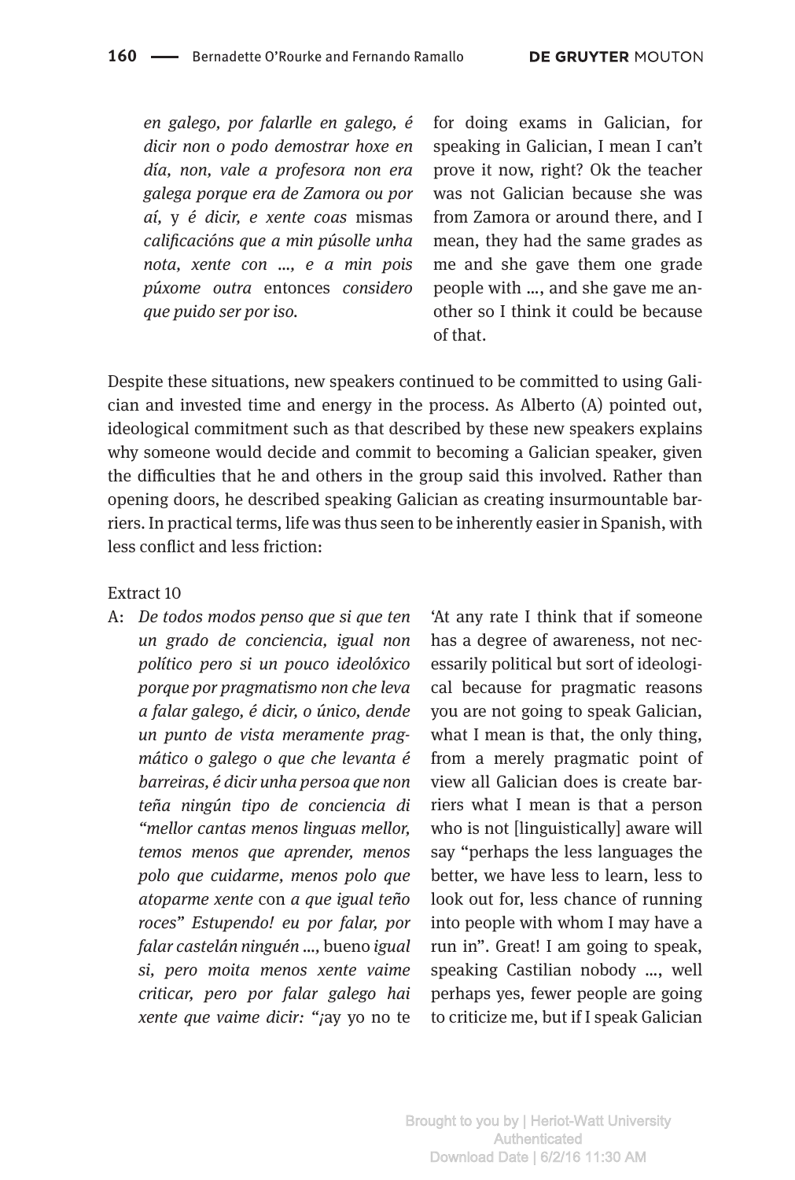*en galego, por falarlle en galego, é dicir non o podo demostrar hoxe en día, non, vale a profesora non era galega porque era de Zamora ou por aí,* y *é dicir, e xente coas* mismas *calificacións que a min púsolle unha nota, xente con ..., e a min pois púxome outra* entonces *considero que puido ser por iso.*

for doing exams in Galician, for speaking in Galician, I mean I can't prove it now, right? Ok the teacher was not Galician because she was from Zamora or around there, and I mean, they had the same grades as me and she gave them one grade people with ..., and she gave me another so I think it could be because of that.

Despite these situations, new speakers continued to be committed to using Galician and invested time and energy in the process. As Alberto (A) pointed out, ideological commitment such as that described by these new speakers explains why someone would decide and commit to becoming a Galician speaker, given the difficulties that he and others in the group said this involved. Rather than opening doors, he described speaking Galician as creating insurmountable barriers. In practical terms, life was thus seen to be inherently easier in Spanish, with less conflict and less friction:

Extract 10

A: *De todos modos penso que si que ten un grado de conciencia, igual non político pero si un pouco ideolóxico porque por pragmatismo non che leva a falar galego, é dicir, o único, dende un punto de vista meramente pragmático o galego o que che levanta é barreiras, é dicir unha persoa que non teña ningún tipo de conciencia di "mellor cantas menos linguas mellor, temos menos que aprender, menos polo que cuidarme, menos polo que atoparme xente* con *a que igual teño roces" Estupendo! eu por falar, por falar castelán ninguén ...,* bueno *igual si, pero moita menos xente vaime criticar, pero por falar galego hai xente que vaime dicir: "¡ay yo no te*

'At any rate I think that if someone has a degree of awareness, not necessarily political but sort of ideological because for pragmatic reasons you are not going to speak Galician, what I mean is that, the only thing, from a merely pragmatic point of view all Galician does is create barriers what I mean is that a person who is not [linguistically] aware will say "perhaps the less languages the better, we have less to learn, less to look out for, less chance of running into people with whom I may have a run in". Great! I am going to speak, speaking Castilian nobody ..., well perhaps yes, fewer people are going to criticize me, but if I speak Galician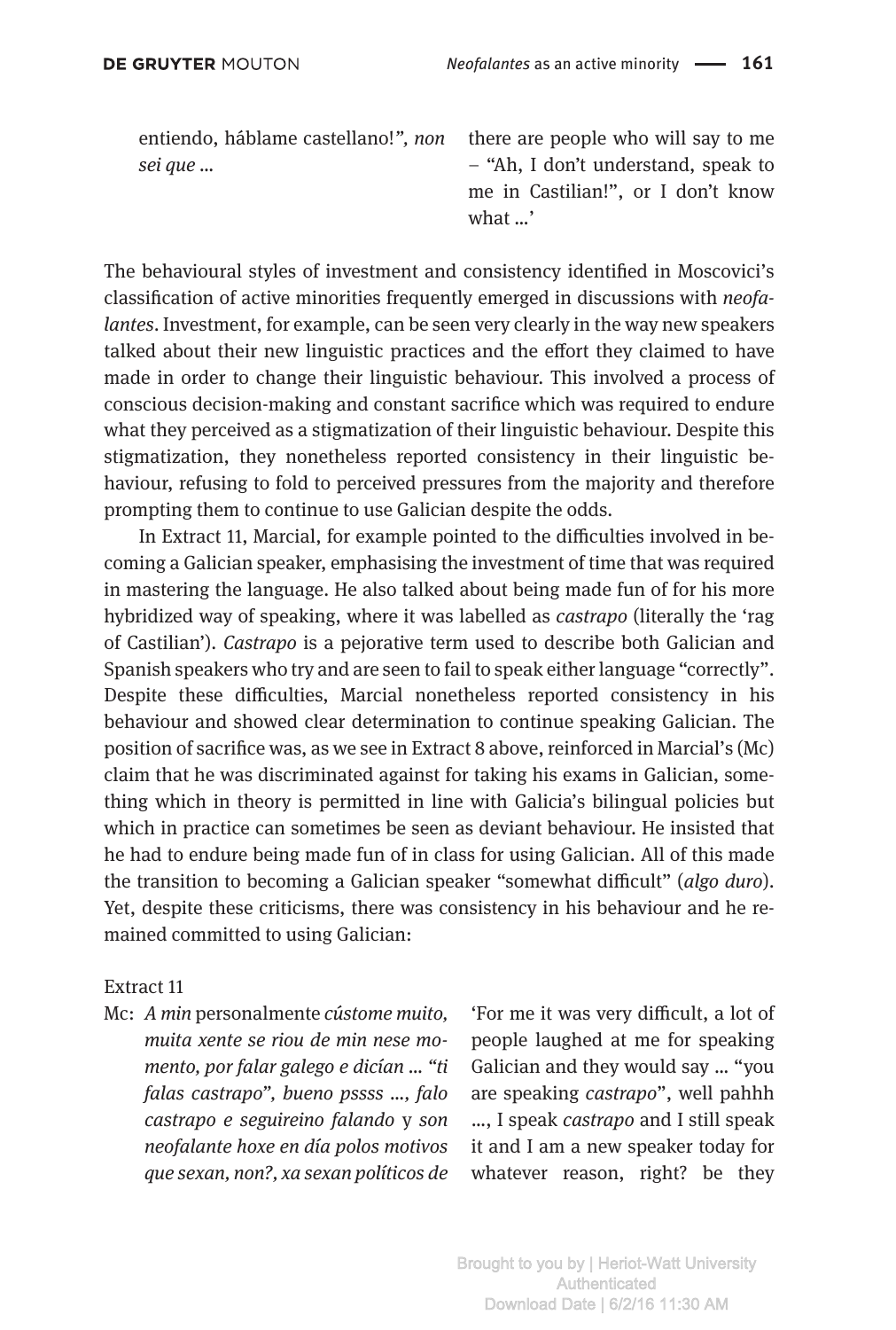| | |
|---|---|
| *entiendo, háblame castellano!", non sei que* ... | there are people who will say to me – "Ah, I don't understand, speak to me in Castilian!", or I don't know what ...' |

The behavioural styles of investment and consistency identified in Moscovici's classification of active minorities frequently emerged in discussions with *neofalantes*. Investment, for example, can be seen very clearly in the way new speakers talked about their new linguistic practices and the effort they claimed to have made in order to change their linguistic behaviour. This involved a process of conscious decision-making and constant sacrifice which was required to endure what they perceived as a stigmatization of their linguistic behaviour. Despite this stigmatization, they nonetheless reported consistency in their linguistic behaviour, refusing to fold to perceived pressures from the majority and therefore prompting them to continue to use Galician despite the odds.

In Extract 11, Marcial, for example pointed to the difficulties involved in becoming a Galician speaker, emphasising the investment of time that was required in mastering the language. He also talked about being made fun of for his more hybridized way of speaking, where it was labelled as *castrapo* (literally the 'rag of Castilian'). *Castrapo* is a pejorative term used to describe both Galician and Spanish speakers who try and are seen to fail to speak either language "correctly". Despite these difficulties, Marcial nonetheless reported consistency in his behaviour and showed clear determination to continue speaking Galician. The position of sacrifice was, as we see in Extract 8 above, reinforced in Marcial's (Mc) claim that he was discriminated against for taking his exams in Galician, something which in theory is permitted in line with Galicia's bilingual policies but which in practice can sometimes be seen as deviant behaviour. He insisted that he had to endure being made fun of in class for using Galician. All of this made the transition to becoming a Galician speaker "somewhat difficult" (*algo duro*). Yet, despite these criticisms, there was consistency in his behaviour and he remained committed to using Galician:

Extract 11

| | | |
|---|---|---|
| Mc: | *A min* personalmente *cústome muito, muita xente se riou de min nese momento, por falar galego e dicían ... "ti falas castrapo", bueno pssss ..., falo castrapo e seguireino falando* y *son neofalante hoxe en día polos motivos que sexan, non?, xa sexan políticos de* | 'For me it was very difficult, a lot of people laughed at me for speaking Galician and they would say ... "you are speaking *castrapo*", well pahhh ..., I speak *castrapo* and I still speak it and I am a new speaker today for whatever reason, right? be they |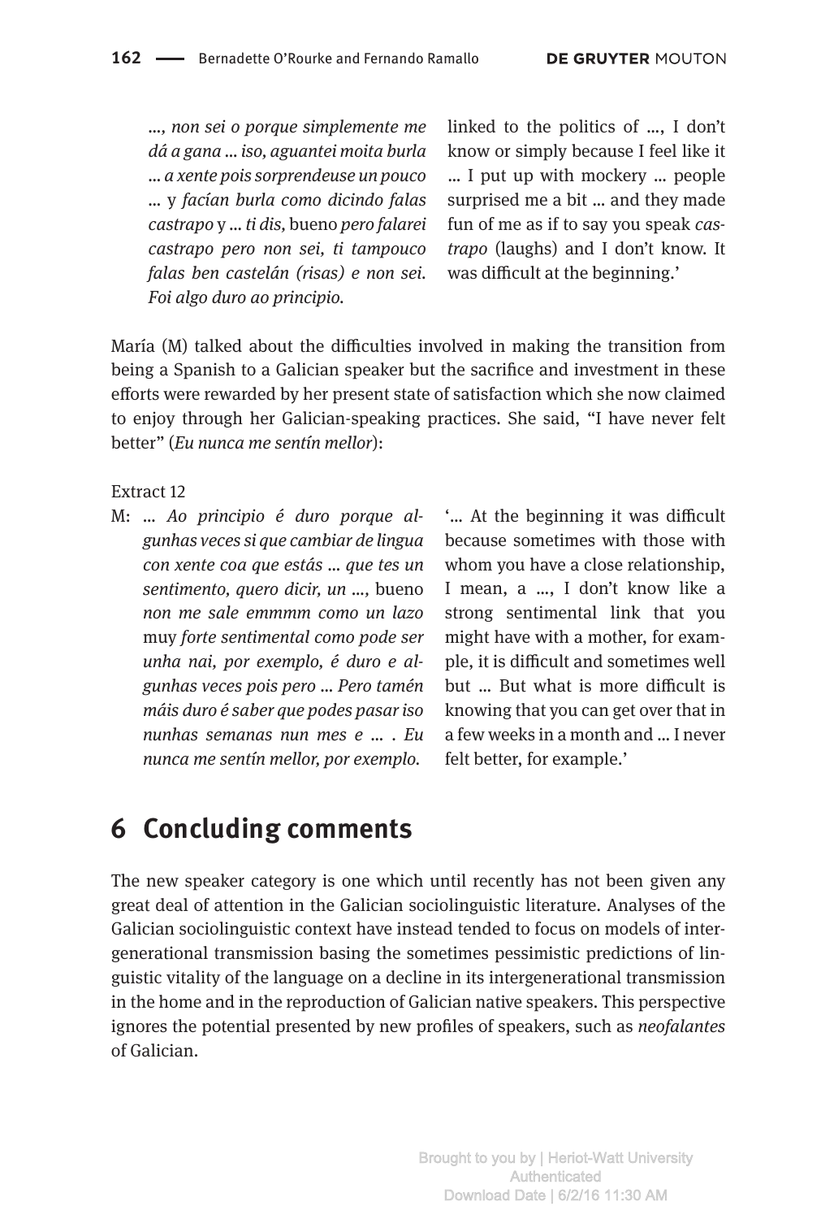..., *non sei o porque simplemente me dá a gana ... iso, aguantei moita burla ... a xente pois sorprendeuse un pouco ...* y *facían burla como dicindo falas castrapo* y *... ti dis,* bueno *pero falarei castrapo pero non sei, ti tampouco falas ben castelán (risas) e non sei. Foi algo duro ao principio.*

linked to the politics of ..., I don't know or simply because I feel like it ... I put up with mockery ... people surprised me a bit ... and they made fun of me as if to say you speak *castrapo* (laughs) and I don't know. It was difficult at the beginning.'

María (M) talked about the difficulties involved in making the transition from being a Spanish to a Galician speaker but the sacrifice and investment in these efforts were rewarded by her present state of satisfaction which she now claimed to enjoy through her Galician-speaking practices. She said, "I have never felt better" (*Eu nunca me sentín mellor*):

Extract 12

M: ... *Ao principio é duro porque algunhas veces si que cambiar de lingua con xente coa que estás ... que tes un sentimento, quero dicir, un ...,* bueno *non me sale emmmm como un lazo* muy *forte sentimental como pode ser unha nai, por exemplo, é duro e algunhas veces pois pero ... Pero tamén máis duro é saber que podes pasar iso nunhas semanas nun mes e ... . Eu nunca me sentín mellor, por exemplo.*

'... At the beginning it was difficult because sometimes with those with whom you have a close relationship, I mean, a ..., I don't know like a strong sentimental link that you might have with a mother, for example, it is difficult and sometimes well but ... But what is more difficult is knowing that you can get over that in a few weeks in a month and ... I never felt better, for example.'

## 6 Concluding comments

The new speaker category is one which until recently has not been given any great deal of attention in the Galician sociolinguistic literature. Analyses of the Galician sociolinguistic context have instead tended to focus on models of intergenerational transmission basing the sometimes pessimistic predictions of linguistic vitality of the language on a decline in its intergenerational transmission in the home and in the reproduction of Galician native speakers. This perspective ignores the potential presented by new profiles of speakers, such as *neofalantes* of Galician.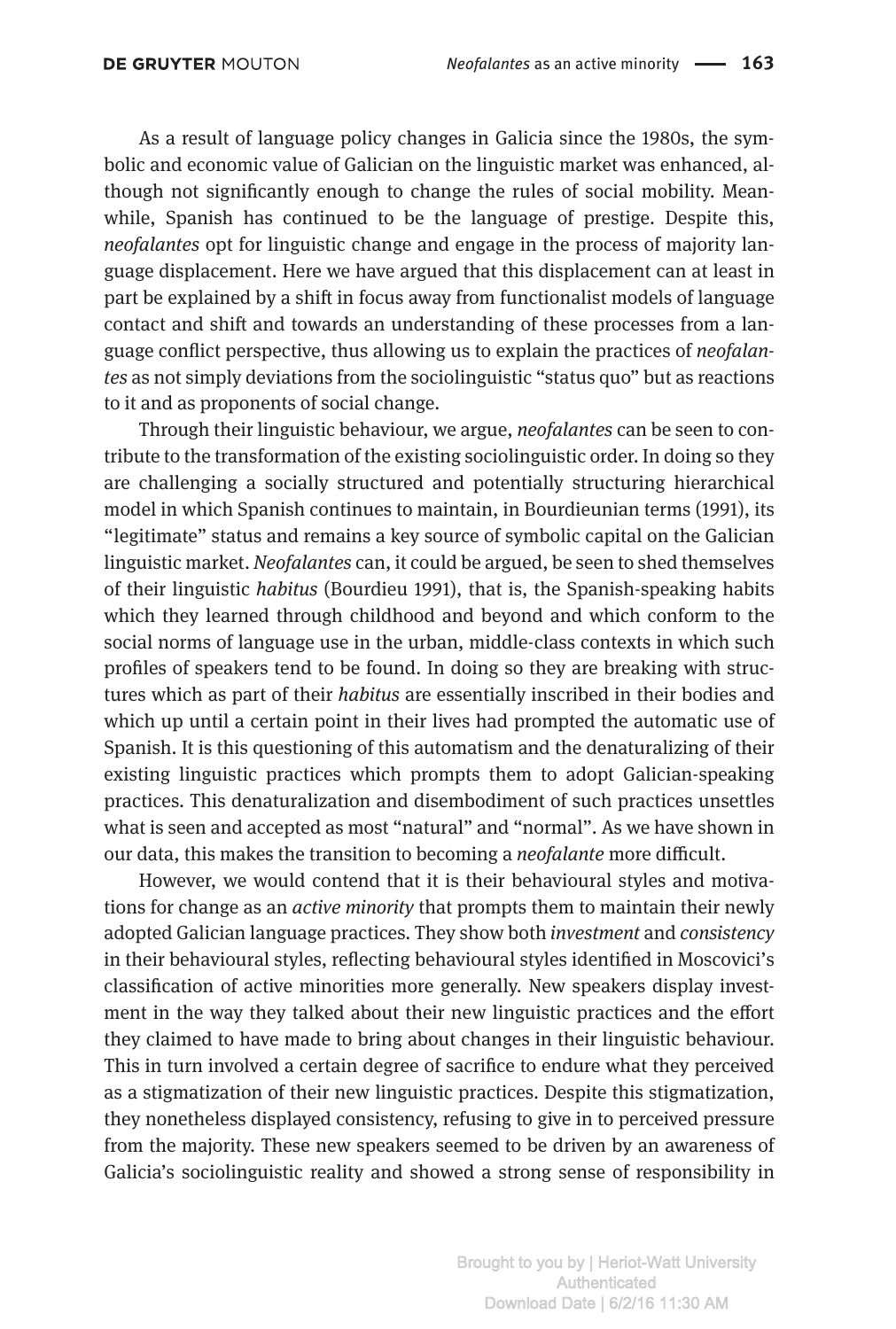As a result of language policy changes in Galicia since the 1980s, the symbolic and economic value of Galician on the linguistic market was enhanced, although not significantly enough to change the rules of social mobility. Meanwhile, Spanish has continued to be the language of prestige. Despite this, *neofalantes* opt for linguistic change and engage in the process of majority language displacement. Here we have argued that this displacement can at least in part be explained by a shift in focus away from functionalist models of language contact and shift and towards an understanding of these processes from a language conflict perspective, thus allowing us to explain the practices of *neofalantes* as not simply deviations from the sociolinguistic "status quo" but as reactions to it and as proponents of social change.

Through their linguistic behaviour, we argue, *neofalantes* can be seen to contribute to the transformation of the existing sociolinguistic order. In doing so they are challenging a socially structured and potentially structuring hierarchical model in which Spanish continues to maintain, in Bourdieunian terms (1991), its "legitimate" status and remains a key source of symbolic capital on the Galician linguistic market. *Neofalantes* can, it could be argued, be seen to shed themselves of their linguistic *habitus* (Bourdieu 1991), that is, the Spanish-speaking habits which they learned through childhood and beyond and which conform to the social norms of language use in the urban, middle-class contexts in which such profiles of speakers tend to be found. In doing so they are breaking with structures which as part of their *habitus* are essentially inscribed in their bodies and which up until a certain point in their lives had prompted the automatic use of Spanish. It is this questioning of this automatism and the denaturalizing of their existing linguistic practices which prompts them to adopt Galician-speaking practices. This denaturalization and disembodiment of such practices unsettles what is seen and accepted as most "natural" and "normal". As we have shown in our data, this makes the transition to becoming a *neofalante* more difficult.

However, we would contend that it is their behavioural styles and motivations for change as an *active minority* that prompts them to maintain their newly adopted Galician language practices. They show both *investment* and *consistency* in their behavioural styles, reflecting behavioural styles identified in Moscovici's classification of active minorities more generally. New speakers display investment in the way they talked about their new linguistic practices and the effort they claimed to have made to bring about changes in their linguistic behaviour. This in turn involved a certain degree of sacrifice to endure what they perceived as a stigmatization of their new linguistic practices. Despite this stigmatization, they nonetheless displayed consistency, refusing to give in to perceived pressure from the majority. These new speakers seemed to be driven by an awareness of Galicia's sociolinguistic reality and showed a strong sense of responsibility in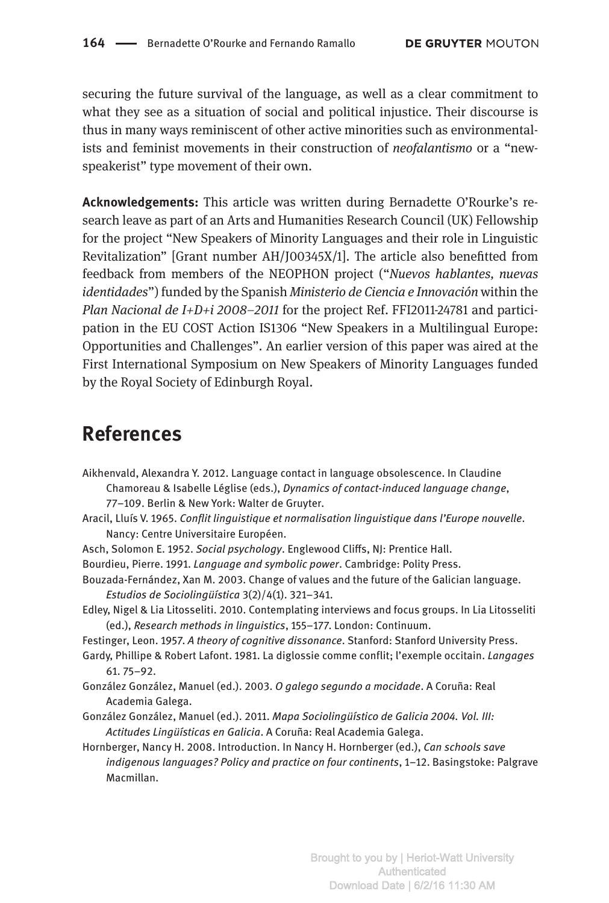securing the future survival of the language, as well as a clear commitment to what they see as a situation of social and political injustice. Their discourse is thus in many ways reminiscent of other active minorities such as environmentalists and feminist movements in their construction of *neofalantismo* or a "new-speakerist" type movement of their own.

**Acknowledgements:** This article was written during Bernadette O'Rourke's research leave as part of an Arts and Humanities Research Council (UK) Fellowship for the project "New Speakers of Minority Languages and their role in Linguistic Revitalization" [Grant number AH/J00345X/1]. The article also benefitted from feedback from members of the NEOPHON project ("*Nuevos hablantes, nuevas identidades*") funded by the Spanish *Ministerio de Ciencia e Innovación* within the *Plan Nacional de I+D+i 2008–2011* for the project Ref. FFI2011-24781 and participation in the EU COST Action IS1306 "New Speakers in a Multilingual Europe: Opportunities and Challenges". An earlier version of this paper was aired at the First International Symposium on New Speakers of Minority Languages funded by the Royal Society of Edinburgh Royal.

## References

Aikhenvald, Alexandra Y. 2012. Language contact in language obsolescence. In Claudine Chamoreau & Isabelle Léglise (eds.), *Dynamics of contact-induced language change*, 77–109. Berlin & New York: Walter de Gruyter.

Aracil, Lluís V. 1965. *Conflit linguistique et normalisation linguistique dans l'Europe nouvelle*. Nancy: Centre Universitaire Européen.

Asch, Solomon E. 1952. *Social psychology*. Englewood Cliffs, NJ: Prentice Hall.

Bourdieu, Pierre. 1991. *Language and symbolic power*. Cambridge: Polity Press.

Bouzada-Fernández, Xan M. 2003. Change of values and the future of the Galician language. *Estudios de Sociolingüística* 3(2)/4(1). 321–341.

Edley, Nigel & Lia Litosseliti. 2010. Contemplating interviews and focus groups. In Lia Litosseliti (ed.), *Research methods in linguistics*, 155–177. London: Continuum.

Festinger, Leon. 1957. *A theory of cognitive dissonance*. Stanford: Stanford University Press.

Gardy, Phillipe & Robert Lafont. 1981. La diglossie comme conflit; l'exemple occitain. *Langages* 61. 75–92.

González González, Manuel (ed.). 2003. *O galego segundo a mocidade*. A Coruña: Real Academia Galega.

González González, Manuel (ed.). 2011. *Mapa Sociolingüístico de Galicia 2004. Vol. III: Actitudes Lingüísticas en Galicia*. A Coruña: Real Academia Galega.

Hornberger, Nancy H. 2008. Introduction. In Nancy H. Hornberger (ed.), *Can schools save indigenous languages? Policy and practice on four continents*, 1–12. Basingstoke: Palgrave Macmillan.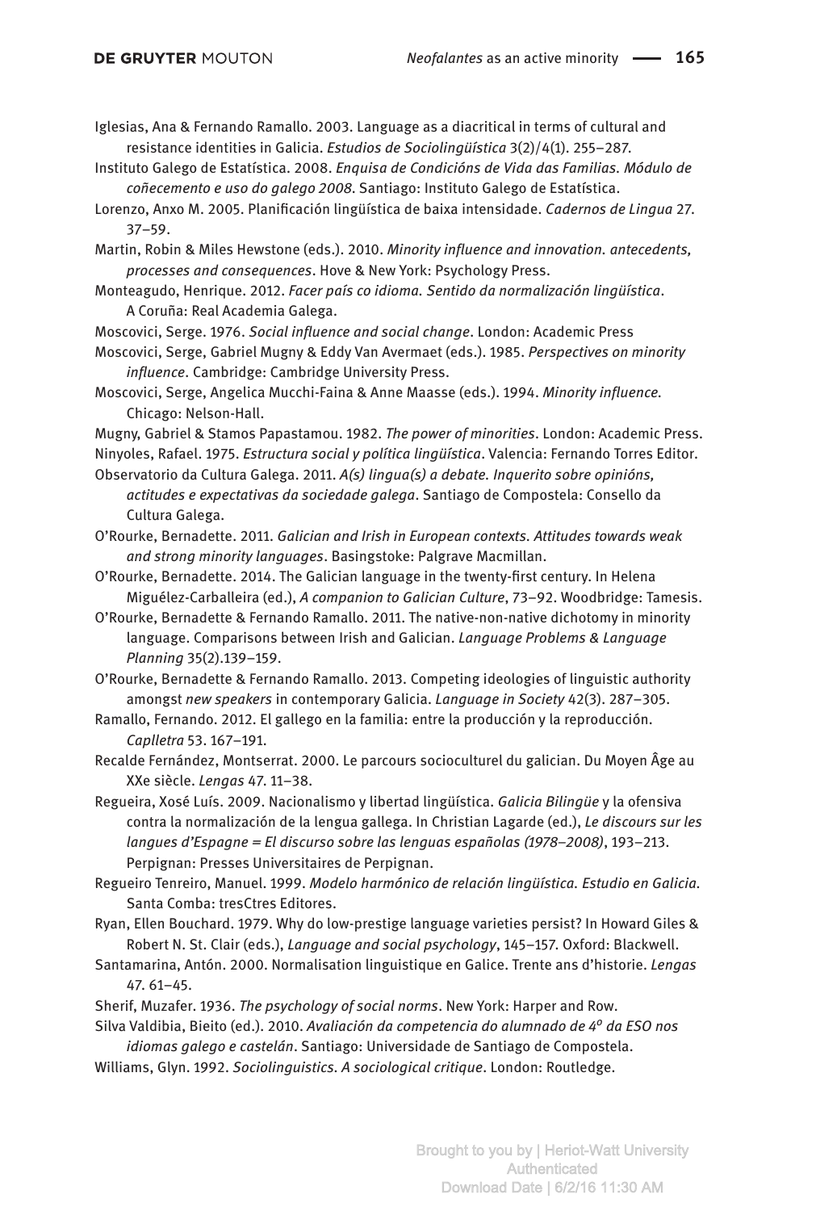Iglesias, Ana & Fernando Ramallo. 2003. Language as a diacritical in terms of cultural and resistance identities in Galicia. *Estudios de Sociolingüística* 3(2)/4(1). 255–287.

Instituto Galego de Estatística. 2008. *Enquisa de Condicións de Vida das Familias. Módulo de coñecemento e uso do galego 2008*. Santiago: Instituto Galego de Estatística.

Lorenzo, Anxo M. 2005. Planificación lingüística de baixa intensidade. *Cadernos de Lingua* 27. 37–59.

Martin, Robin & Miles Hewstone (eds.). 2010. *Minority influence and innovation. antecedents, processes and consequences*. Hove & New York: Psychology Press.

Monteagudo, Henrique. 2012. *Facer país co idioma. Sentido da normalización lingüística*. A Coruña: Real Academia Galega.

Moscovici, Serge. 1976. *Social influence and social change*. London: Academic Press

Moscovici, Serge, Gabriel Mugny & Eddy Van Avermaet (eds.). 1985. *Perspectives on minority influence*. Cambridge: Cambridge University Press.

Moscovici, Serge, Angelica Mucchi-Faina & Anne Maasse (eds.). 1994. *Minority influence.* Chicago: Nelson-Hall.

Mugny, Gabriel & Stamos Papastamou. 1982. *The power of minorities*. London: Academic Press.

Ninyoles, Rafael. 1975. *Estructura social y política lingüística*. Valencia: Fernando Torres Editor.

Observatorio da Cultura Galega. 2011. *A(s) lingua(s) a debate. Inquerito sobre opinións, actitudes e expectativas da sociedade galega*. Santiago de Compostela: Consello da Cultura Galega.

O'Rourke, Bernadette. 2011. *Galician and Irish in European contexts. Attitudes towards weak and strong minority languages*. Basingstoke: Palgrave Macmillan.

O'Rourke, Bernadette. 2014. The Galician language in the twenty-first century. In Helena Miguélez-Carballeira (ed.), *A companion to Galician Culture*, 73–92. Woodbridge: Tamesis.

O'Rourke, Bernadette & Fernando Ramallo. 2011. The native-non-native dichotomy in minority language. Comparisons between Irish and Galician. *Language Problems & Language Planning* 35(2).139–159.

O'Rourke, Bernadette & Fernando Ramallo. 2013. Competing ideologies of linguistic authority amongst *new speakers* in contemporary Galicia. *Language in Society* 42(3). 287–305.

Ramallo, Fernando. 2012. El gallego en la familia: entre la producción y la reproducción. *Caplletra* 53. 167–191.

Recalde Fernández, Montserrat. 2000. Le parcours socioculturel du galician. Du Moyen Âge au XXe siècle. *Lengas* 47. 11–38.

Regueira, Xosé Luís. 2009. Nacionalismo y libertad lingüística. *Galicia Bilingüe* y la ofensiva contra la normalización de la lengua gallega. In Christian Lagarde (ed.), *Le discours sur les langues d'Espagne = El discurso sobre las lenguas españolas (1978–2008)*, 193–213. Perpignan: Presses Universitaires de Perpignan.

Regueiro Tenreiro, Manuel. 1999. *Modelo harmónico de relación lingüística. Estudio en Galicia.* Santa Comba: tresCtres Editores.

Ryan, Ellen Bouchard. 1979. Why do low-prestige language varieties persist? In Howard Giles & Robert N. St. Clair (eds.), *Language and social psychology*, 145–157. Oxford: Blackwell.

Santamarina, Antón. 2000. Normalisation linguistique en Galice. Trente ans d'historie. *Lengas* 47. 61–45.

Sherif, Muzafer. 1936. *The psychology of social norms*. New York: Harper and Row.

Silva Valdibia, Bieito (ed.). 2010. *Avaliación da competencia do alumnado de 4º da ESO nos idiomas galego e castelán*. Santiago: Universidade de Santiago de Compostela.

Williams, Glyn. 1992. *Sociolinguistics. A sociological critique*. London: Routledge.